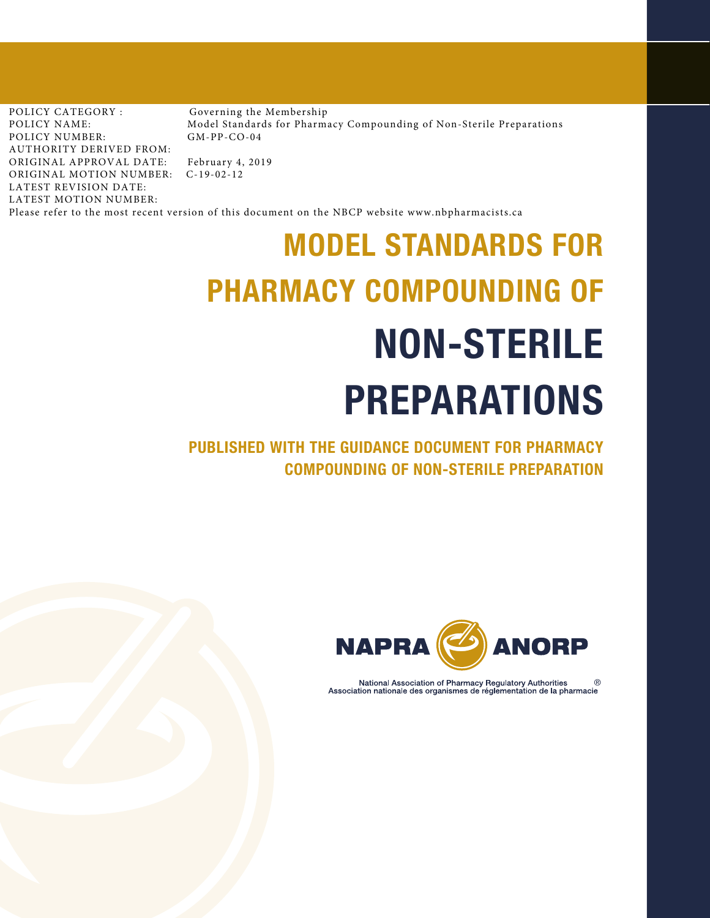POLICY CATEGORY : Governing the Membership
POLICY NAME: Model Standards for Pharmacy Compounding of Non-Sterile Preparations
POLICY NUMBER: GM-PP-CO-04
AUTHORITY DERIVED FROM:
ORIGINAL APPROVAL DATE: February 4, 2019
ORIGINAL MOTION NUMBER: C-19-02-12
LATEST REVISION DATE:
LATEST MOTION NUMBER:
Please refer to the most recent version of this document on the NBCP website www.nbpharmacists.ca

# MODEL STANDARDS FOR PHARMACY COMPOUNDING OF NON-STERILE PREPARATIONS

## PUBLISHED WITH THE GUIDANCE DOCUMENT FOR PHARMACY COMPOUNDING OF NON-STERILE PREPARATION

NAPRA ANORP

National Association of Pharmacy Regulatory Authorities ®
Association nationale des organismes de réglementation de la pharmacie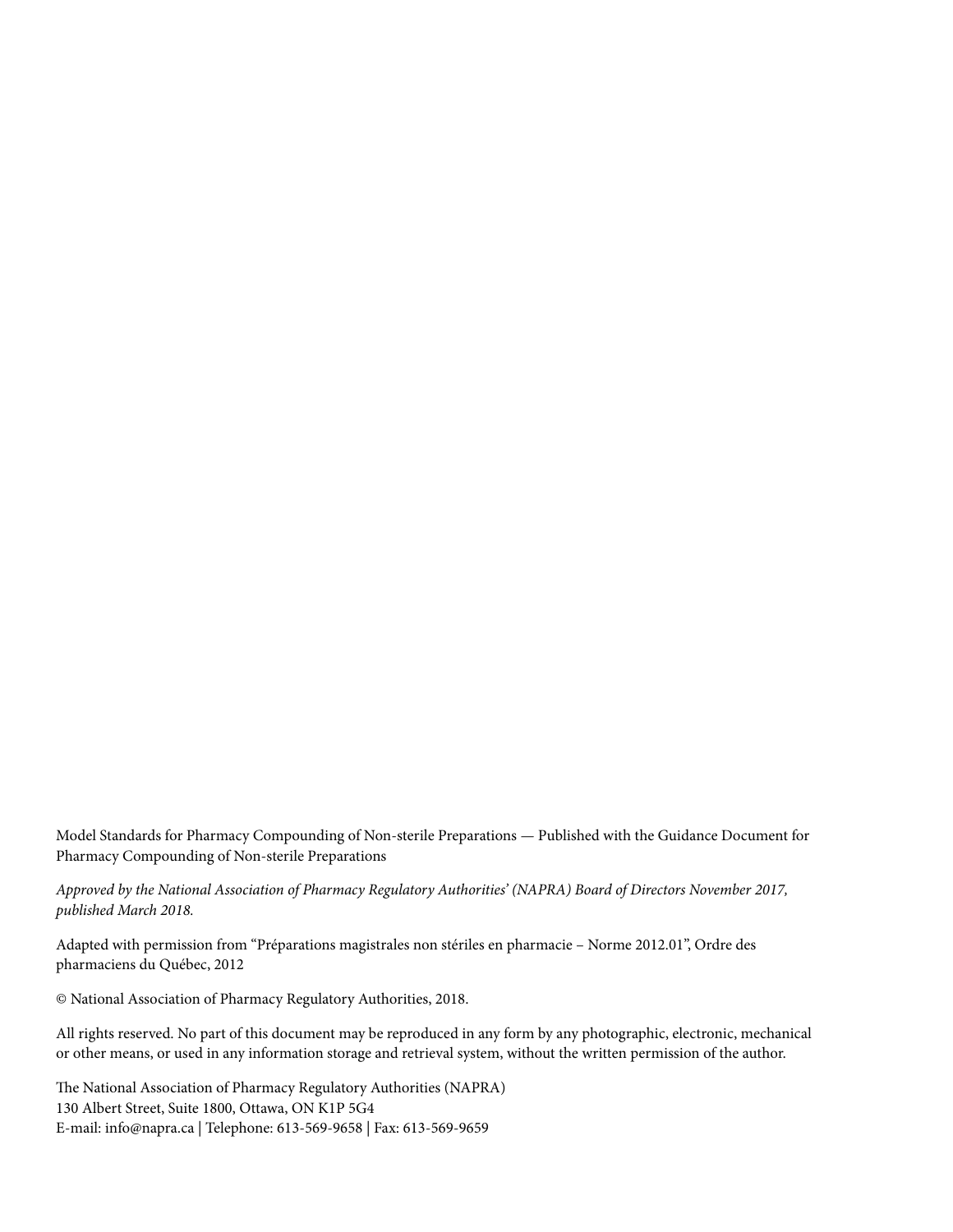Model Standards for Pharmacy Compounding of Non-sterile Preparations — Published with the Guidance Document for Pharmacy Compounding of Non-sterile Preparations

*Approved by the National Association of Pharmacy Regulatory Authorities' (NAPRA) Board of Directors November 2017, published March 2018.*

Adapted with permission from "Préparations magistrales non stériles en pharmacie – Norme 2012.01", Ordre des pharmaciens du Québec, 2012

© National Association of Pharmacy Regulatory Authorities, 2018.

All rights reserved. No part of this document may be reproduced in any form by any photographic, electronic, mechanical or other means, or used in any information storage and retrieval system, without the written permission of the author.

The National Association of Pharmacy Regulatory Authorities (NAPRA)
130 Albert Street, Suite 1800, Ottawa, ON K1P 5G4
E-mail: info@napra.ca | Telephone: 613-569-9658 | Fax: 613-569-9659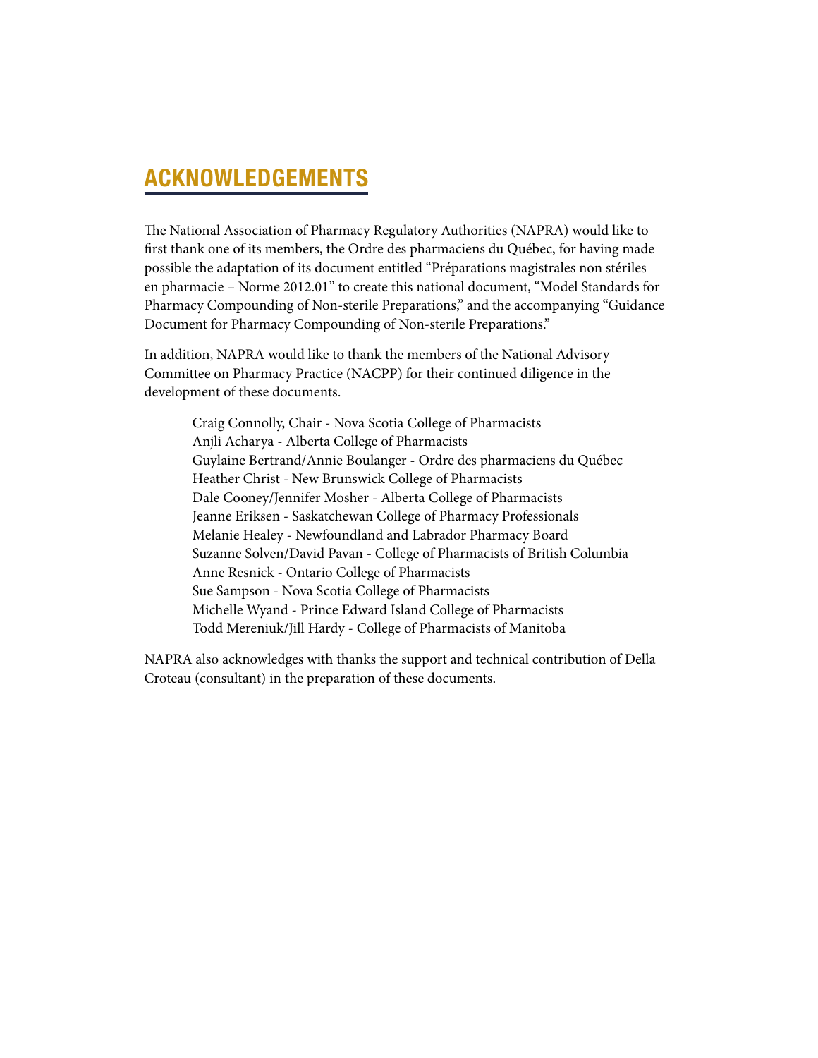# ACKNOWLEDGEMENTS

The National Association of Pharmacy Regulatory Authorities (NAPRA) would like to first thank one of its members, the Ordre des pharmaciens du Québec, for having made possible the adaptation of its document entitled "Préparations magistrales non stériles en pharmacie – Norme 2012.01" to create this national document, "Model Standards for Pharmacy Compounding of Non-sterile Preparations," and the accompanying "Guidance Document for Pharmacy Compounding of Non-sterile Preparations."

In addition, NAPRA would like to thank the members of the National Advisory Committee on Pharmacy Practice (NACPP) for their continued diligence in the development of these documents.

Craig Connolly, Chair - Nova Scotia College of Pharmacists
Anjli Acharya - Alberta College of Pharmacists
Guylaine Bertrand/Annie Boulanger - Ordre des pharmaciens du Québec
Heather Christ - New Brunswick College of Pharmacists
Dale Cooney/Jennifer Mosher - Alberta College of Pharmacists
Jeanne Eriksen - Saskatchewan College of Pharmacy Professionals
Melanie Healey - Newfoundland and Labrador Pharmacy Board
Suzanne Solven/David Pavan - College of Pharmacists of British Columbia
Anne Resnick - Ontario College of Pharmacists
Sue Sampson - Nova Scotia College of Pharmacists
Michelle Wyand - Prince Edward Island College of Pharmacists
Todd Mereniuk/Jill Hardy - College of Pharmacists of Manitoba

NAPRA also acknowledges with thanks the support and technical contribution of Della Croteau (consultant) in the preparation of these documents.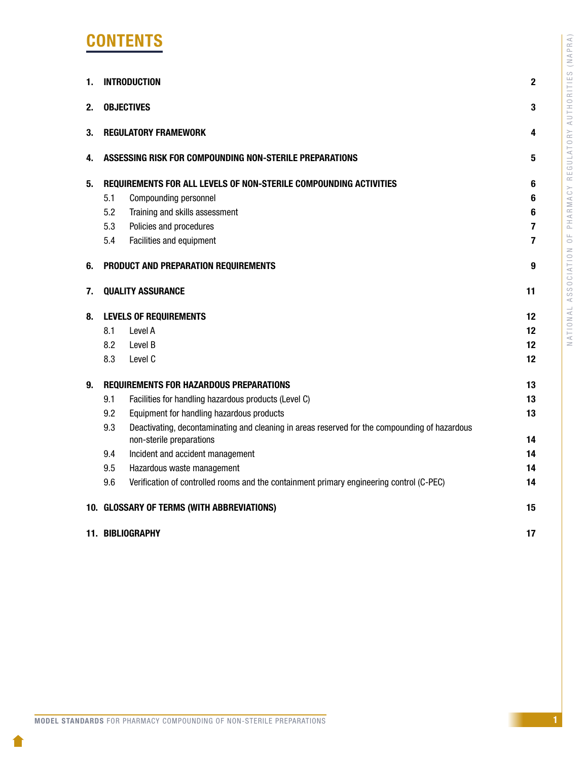# CONTENTS

| | | |
|---|---|---|
| **1.** | **INTRODUCTION** | **2** |
| **2.** | **OBJECTIVES** | **3** |
| **3.** | **REGULATORY FRAMEWORK** | **4** |
| **4.** | **ASSESSING RISK FOR COMPOUNDING NON-STERILE PREPARATIONS** | **5** |
| **5.** | **REQUIREMENTS FOR ALL LEVELS OF NON-STERILE COMPOUNDING ACTIVITIES** | **6** |
| 5.1 | Compounding personnel | **6** |
| 5.2 | Training and skills assessment | **6** |
| 5.3 | Policies and procedures | **7** |
| 5.4 | Facilities and equipment | **7** |
| **6.** | **PRODUCT AND PREPARATION REQUIREMENTS** | **9** |
| **7.** | **QUALITY ASSURANCE** | **11** |
| **8.** | **LEVELS OF REQUIREMENTS** | **12** |
| 8.1 | Level A | **12** |
| 8.2 | Level B | **12** |
| 8.3 | Level C | **12** |
| **9.** | **REQUIREMENTS FOR HAZARDOUS PREPARATIONS** | **13** |
| 9.1 | Facilities for handling hazardous products (Level C) | **13** |
| 9.2 | Equipment for handling hazardous products | **13** |
| 9.3 | Deactivating, decontaminating and cleaning in areas reserved for the compounding of hazardous non-sterile preparations | **14** |
| 9.4 | Incident and accident management | **14** |
| 9.5 | Hazardous waste management | **14** |
| 9.6 | Verification of controlled rooms and the containment primary engineering control (C-PEC) | **14** |
| **10.** | **GLOSSARY OF TERMS (WITH ABBREVIATIONS)** | **15** |
| **11.** | **BIBLIOGRAPHY** | **17** |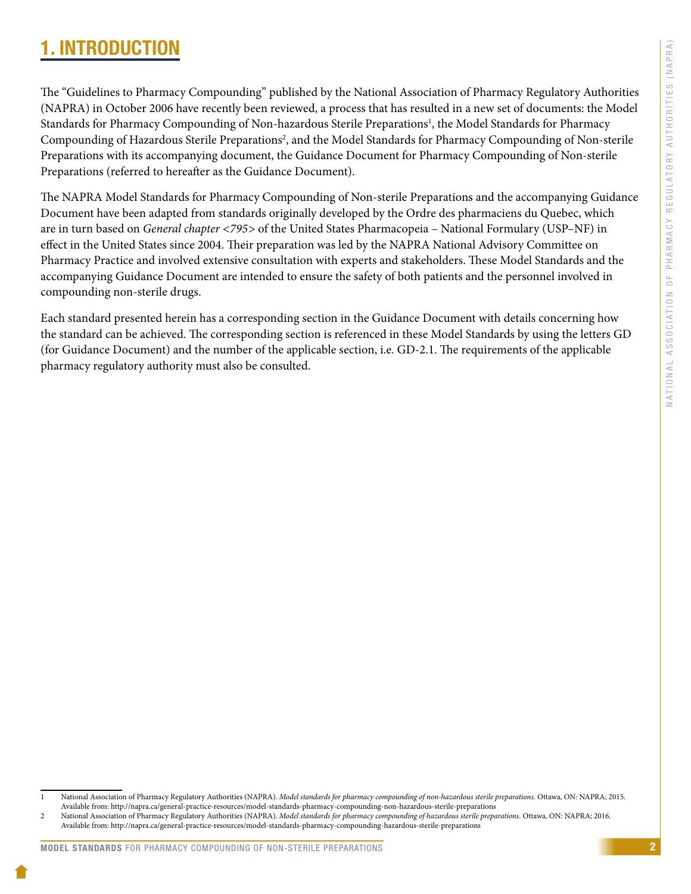# 1. INTRODUCTION

The "Guidelines to Pharmacy Compounding" published by the National Association of Pharmacy Regulatory Authorities (NAPRA) in October 2006 have recently been reviewed, a process that has resulted in a new set of documents: the Model Standards for Pharmacy Compounding of Non-hazardous Sterile Preparations[1], the Model Standards for Pharmacy Compounding of Hazardous Sterile Preparations[2], and the Model Standards for Pharmacy Compounding of Non-sterile Preparations with its accompanying document, the Guidance Document for Pharmacy Compounding of Non-sterile Preparations (referred to hereafter as the Guidance Document).

The NAPRA Model Standards for Pharmacy Compounding of Non-sterile Preparations and the accompanying Guidance Document have been adapted from standards originally developed by the Ordre des pharmaciens du Quebec, which are in turn based on *General chapter <795>* of the United States Pharmacopeia – National Formulary (USP–NF) in effect in the United States since 2004. Their preparation was led by the NAPRA National Advisory Committee on Pharmacy Practice and involved extensive consultation with experts and stakeholders. These Model Standards and the accompanying Guidance Document are intended to ensure the safety of both patients and the personnel involved in compounding non-sterile drugs.

Each standard presented herein has a corresponding section in the Guidance Document with details concerning how the standard can be achieved. The corresponding section is referenced in these Model Standards by using the letters GD (for Guidance Document) and the number of the applicable section, i.e. GD-2.1. The requirements of the applicable pharmacy regulatory authority must also be consulted.

---

1 National Association of Pharmacy Regulatory Authorities (NAPRA). *Model standards for pharmacy compounding of non-hazardous sterile preparations.* Ottawa, ON: NAPRA; 2015. Available from: http://napra.ca/general-practice-resources/model-standards-pharmacy-compounding-non-hazardous-sterile-preparations

2 National Association of Pharmacy Regulatory Authorities (NAPRA). *Model standards for pharmacy compounding of hazardous sterile preparations*. Ottawa, ON: NAPRA; 2016. Available from: http://napra.ca/general-practice-resources/model-standards-pharmacy-compounding-hazardous-sterile-preparations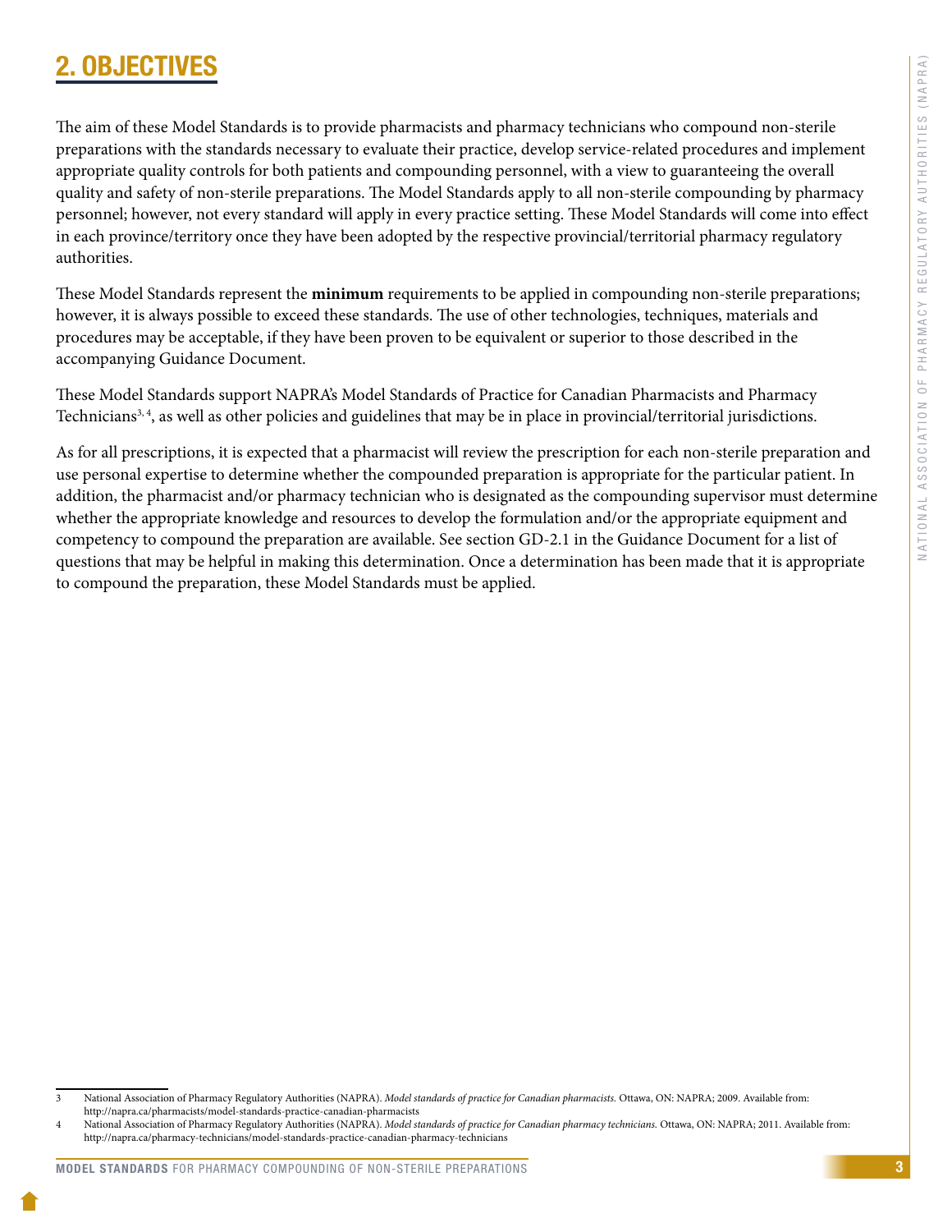## 2. OBJECTIVES

The aim of these Model Standards is to provide pharmacists and pharmacy technicians who compound non-sterile preparations with the standards necessary to evaluate their practice, develop service-related procedures and implement appropriate quality controls for both patients and compounding personnel, with a view to guaranteeing the overall quality and safety of non-sterile preparations. The Model Standards apply to all non-sterile compounding by pharmacy personnel; however, not every standard will apply in every practice setting. These Model Standards will come into effect in each province/territory once they have been adopted by the respective provincial/territorial pharmacy regulatory authorities.

These Model Standards represent the **minimum** requirements to be applied in compounding non-sterile preparations; however, it is always possible to exceed these standards. The use of other technologies, techniques, materials and procedures may be acceptable, if they have been proven to be equivalent or superior to those described in the accompanying Guidance Document.

These Model Standards support NAPRA's Model Standards of Practice for Canadian Pharmacists and Pharmacy Technicians[3, 4], as well as other policies and guidelines that may be in place in provincial/territorial jurisdictions.

As for all prescriptions, it is expected that a pharmacist will review the prescription for each non-sterile preparation and use personal expertise to determine whether the compounded preparation is appropriate for the particular patient. In addition, the pharmacist and/or pharmacy technician who is designated as the compounding supervisor must determine whether the appropriate knowledge and resources to develop the formulation and/or the appropriate equipment and competency to compound the preparation are available. See section GD-2.1 in the Guidance Document for a list of questions that may be helpful in making this determination. Once a determination has been made that it is appropriate to compound the preparation, these Model Standards must be applied.

---

3 National Association of Pharmacy Regulatory Authorities (NAPRA). *Model standards of practice for Canadian pharmacists.* Ottawa, ON: NAPRA; 2009. Available from: http://napra.ca/pharmacists/model-standards-practice-canadian-pharmacists

4 National Association of Pharmacy Regulatory Authorities (NAPRA). *Model standards of practice for Canadian pharmacy technicians.* Ottawa, ON: NAPRA; 2011. Available from: http://napra.ca/pharmacy-technicians/model-standards-practice-canadian-pharmacy-technicians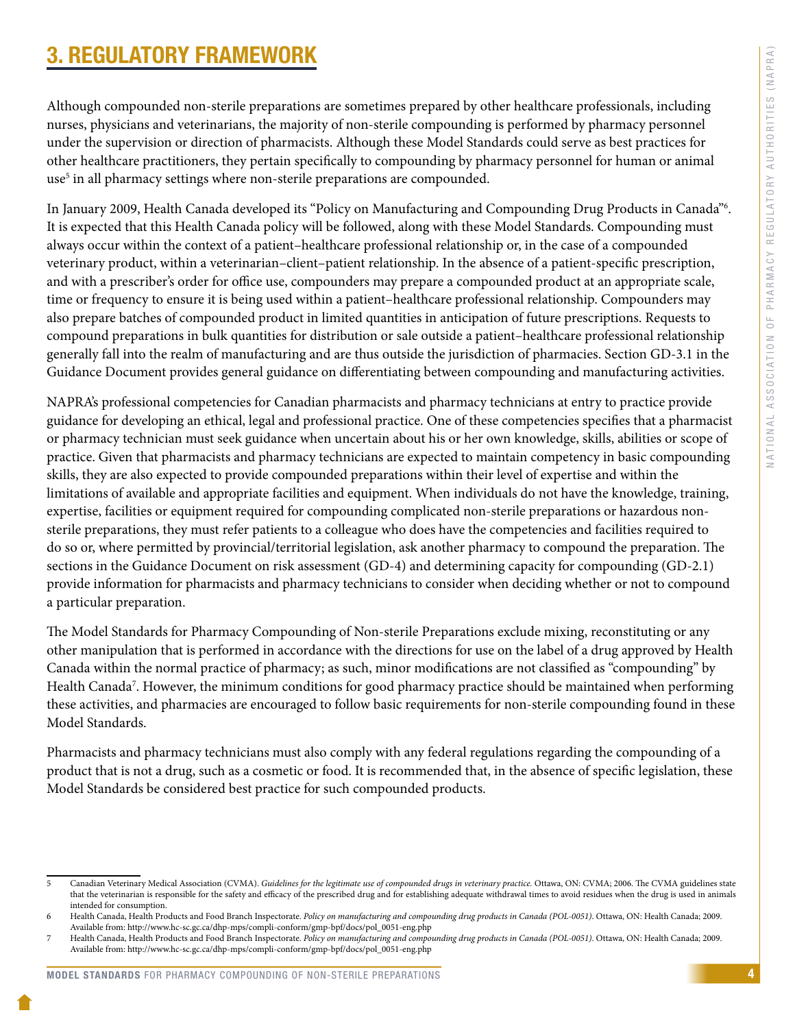# 3. REGULATORY FRAMEWORK

Although compounded non-sterile preparations are sometimes prepared by other healthcare professionals, including nurses, physicians and veterinarians, the majority of non-sterile compounding is performed by pharmacy personnel under the supervision or direction of pharmacists. Although these Model Standards could serve as best practices for other healthcare practitioners, they pertain specifically to compounding by pharmacy personnel for human or animal use[5] in all pharmacy settings where non-sterile preparations are compounded.

In January 2009, Health Canada developed its "Policy on Manufacturing and Compounding Drug Products in Canada"[6]. It is expected that this Health Canada policy will be followed, along with these Model Standards. Compounding must always occur within the context of a patient–healthcare professional relationship or, in the case of a compounded veterinary product, within a veterinarian–client–patient relationship. In the absence of a patient-specific prescription, and with a prescriber's order for office use, compounders may prepare a compounded product at an appropriate scale, time or frequency to ensure it is being used within a patient–healthcare professional relationship. Compounders may also prepare batches of compounded product in limited quantities in anticipation of future prescriptions. Requests to compound preparations in bulk quantities for distribution or sale outside a patient–healthcare professional relationship generally fall into the realm of manufacturing and are thus outside the jurisdiction of pharmacies. Section GD-3.1 in the Guidance Document provides general guidance on differentiating between compounding and manufacturing activities.

NAPRA's professional competencies for Canadian pharmacists and pharmacy technicians at entry to practice provide guidance for developing an ethical, legal and professional practice. One of these competencies specifies that a pharmacist or pharmacy technician must seek guidance when uncertain about his or her own knowledge, skills, abilities or scope of practice. Given that pharmacists and pharmacy technicians are expected to maintain competency in basic compounding skills, they are also expected to provide compounded preparations within their level of expertise and within the limitations of available and appropriate facilities and equipment. When individuals do not have the knowledge, training, expertise, facilities or equipment required for compounding complicated non-sterile preparations or hazardous non-sterile preparations, they must refer patients to a colleague who does have the competencies and facilities required to do so or, where permitted by provincial/territorial legislation, ask another pharmacy to compound the preparation. The sections in the Guidance Document on risk assessment (GD-4) and determining capacity for compounding (GD-2.1) provide information for pharmacists and pharmacy technicians to consider when deciding whether or not to compound a particular preparation.

The Model Standards for Pharmacy Compounding of Non-sterile Preparations exclude mixing, reconstituting or any other manipulation that is performed in accordance with the directions for use on the label of a drug approved by Health Canada within the normal practice of pharmacy; as such, minor modifications are not classified as "compounding" by Health Canada[7]. However, the minimum conditions for good pharmacy practice should be maintained when performing these activities, and pharmacies are encouraged to follow basic requirements for non-sterile compounding found in these Model Standards.

Pharmacists and pharmacy technicians must also comply with any federal regulations regarding the compounding of a product that is not a drug, such as a cosmetic or food. It is recommended that, in the absence of specific legislation, these Model Standards be considered best practice for such compounded products.

---

5 Canadian Veterinary Medical Association (CVMA). *Guidelines for the legitimate use of compounded drugs in veterinary practice.* Ottawa, ON: CVMA; 2006. The CVMA guidelines state that the veterinarian is responsible for the safety and efficacy of the prescribed drug and for establishing adequate withdrawal times to avoid residues when the drug is used in animals intended for consumption.

6 Health Canada, Health Products and Food Branch Inspectorate. *Policy on manufacturing and compounding drug products in Canada (POL-0051)*. Ottawa, ON: Health Canada; 2009. Available from: http://www.hc-sc.gc.ca/dhp-mps/compli-conform/gmp-bpf/docs/pol_0051-eng.php

7 Health Canada, Health Products and Food Branch Inspectorate. *Policy on manufacturing and compounding drug products in Canada (POL-0051)*. Ottawa, ON: Health Canada; 2009. Available from: http://www.hc-sc.gc.ca/dhp-mps/compli-conform/gmp-bpf/docs/pol_0051-eng.php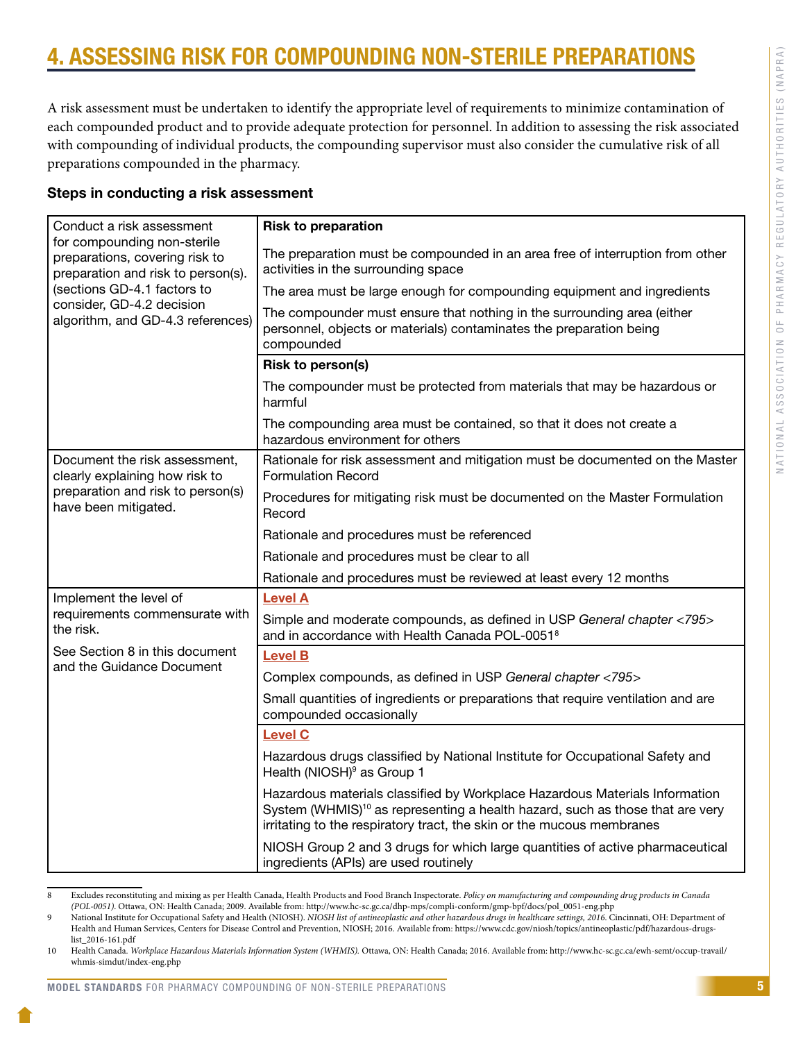# 4. ASSESSING RISK FOR COMPOUNDING NON-STERILE PREPARATIONS

A risk assessment must be undertaken to identify the appropriate level of requirements to minimize contamination of each compounded product and to provide adequate protection for personnel. In addition to assessing the risk associated with compounding of individual products, the compounding supervisor must also consider the cumulative risk of all preparations compounded in the pharmacy.

### Steps in conducting a risk assessment

| Step | Requirements |
|---|---|
| Conduct a risk assessment for compounding non-sterile preparations, covering risk to preparation and risk to person(s). (sections GD-4.1 factors to consider, GD-4.2 decision algorithm, and GD-4.3 references) | **Risk to preparation** |
| | The preparation must be compounded in an area free of interruption from other activities in the surrounding space |
| | The area must be large enough for compounding equipment and ingredients |
| | The compounder must ensure that nothing in the surrounding area (either personnel, objects or materials) contaminates the preparation being compounded |
| | **Risk to person(s)** |
| | The compounder must be protected from materials that may be hazardous or harmful |
| | The compounding area must be contained, so that it does not create a hazardous environment for others |
| Document the risk assessment, clearly explaining how risk to preparation and risk to person(s) have been mitigated. | Rationale for risk assessment and mitigation must be documented on the Master Formulation Record |
| | Procedures for mitigating risk must be documented on the Master Formulation Record |
| | Rationale and procedures must be referenced |
| | Rationale and procedures must be clear to all |
| | Rationale and procedures must be reviewed at least every 12 months |
| Implement the level of requirements commensurate with the risk. See Section 8 in this document and the Guidance Document | **Level A** |
| | Simple and moderate compounds, as defined in USP *General chapter <795>* and in accordance with Health Canada POL-0051[8] |
| | **Level B** |
| | Complex compounds, as defined in USP *General chapter <795>* |
| | Small quantities of ingredients or preparations that require ventilation and are compounded occasionally |
| | **Level C** |
| | Hazardous drugs classified by National Institute for Occupational Safety and Health (NIOSH)[9] as Group 1 |
| | Hazardous materials classified by Workplace Hazardous Materials Information System (WHMIS)[10] as representing a health hazard, such as those that are very irritating to the respiratory tract, the skin or the mucous membranes |
| | NIOSH Group 2 and 3 drugs for which large quantities of active pharmaceutical ingredients (APIs) are used routinely |

8 Excludes reconstituting and mixing as per Health Canada, Health Products and Food Branch Inspectorate. *Policy on manufacturing and compounding drug products in Canada (POL-0051)*. Ottawa, ON: Health Canada; 2009. Available from: http://www.hc-sc.gc.ca/dhp-mps/compli-conform/gmp-bpf/docs/pol_0051-eng.php

9 National Institute for Occupational Safety and Health (NIOSH). *NIOSH list of antineoplastic and other hazardous drugs in healthcare settings, 2016*. Cincinnati, OH: Department of Health and Human Services, Centers for Disease Control and Prevention, NIOSH; 2016. Available from: https://www.cdc.gov/niosh/topics/antineoplastic/pdf/hazardous-drugs-list_2016-161.pdf

10 Health Canada. *Workplace Hazardous Materials Information System (WHMIS)*. Ottawa, ON: Health Canada; 2016. Available from: http://www.hc-sc.gc.ca/ewh-semt/occup-travail/whmis-simdut/index-eng.php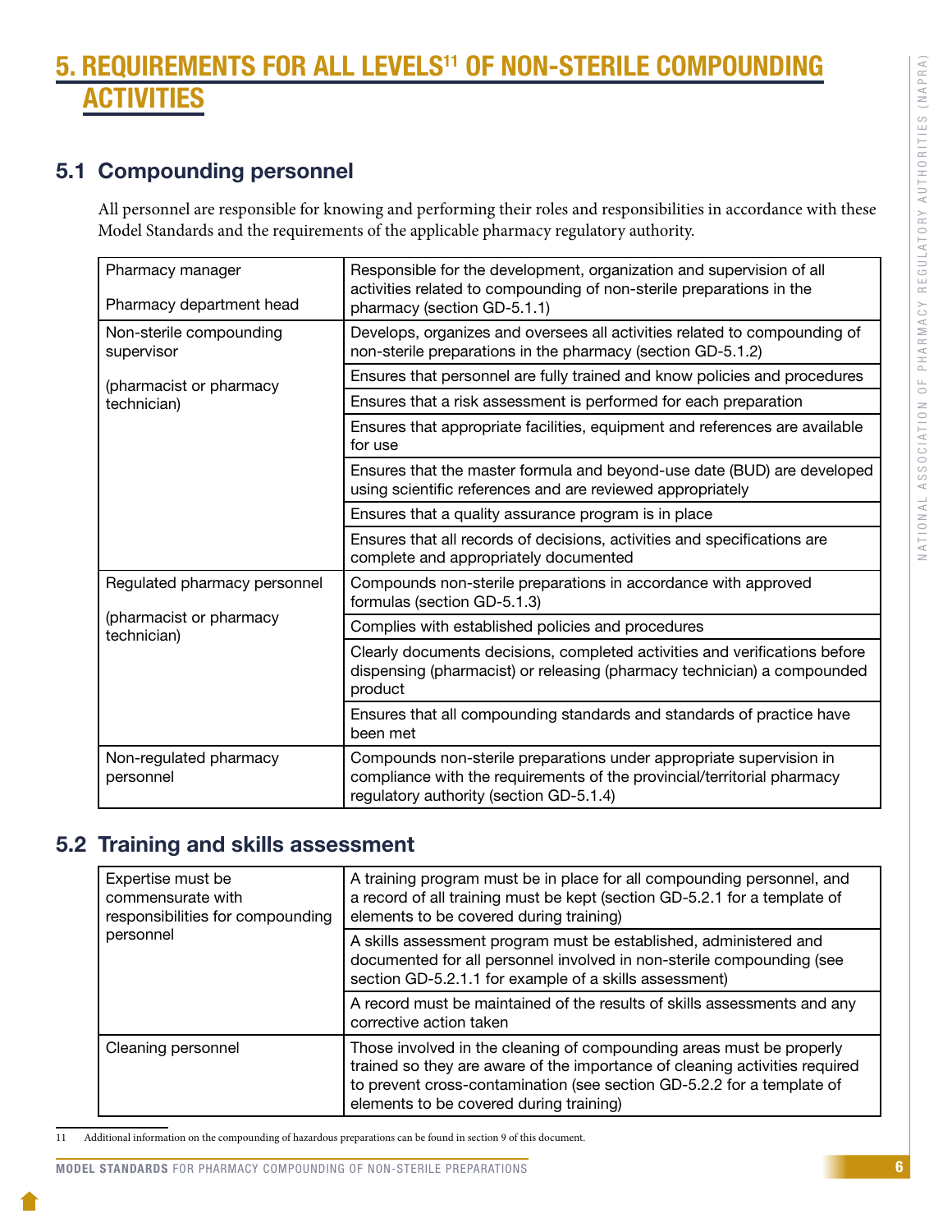# 5. REQUIREMENTS FOR ALL LEVELS[11] OF NON-STERILE COMPOUNDING ACTIVITIES

## 5.1 Compounding personnel

All personnel are responsible for knowing and performing their roles and responsibilities in accordance with these Model Standards and the requirements of the applicable pharmacy regulatory authority.

| | |
|---|---|
| Pharmacy manager<br><br>Pharmacy department head | Responsible for the development, organization and supervision of all activities related to compounding of non-sterile preparations in the pharmacy (section GD-5.1.1) |
| Non-sterile compounding supervisor<br><br>(pharmacist or pharmacy technician) | Develops, organizes and oversees all activities related to compounding of non-sterile preparations in the pharmacy (section GD-5.1.2) |
| | Ensures that personnel are fully trained and know policies and procedures |
| | Ensures that a risk assessment is performed for each preparation |
| | Ensures that appropriate facilities, equipment and references are available for use |
| | Ensures that the master formula and beyond-use date (BUD) are developed using scientific references and are reviewed appropriately |
| | Ensures that a quality assurance program is in place |
| | Ensures that all records of decisions, activities and specifications are complete and appropriately documented |
| Regulated pharmacy personnel<br><br>(pharmacist or pharmacy technician) | Compounds non-sterile preparations in accordance with approved formulas (section GD-5.1.3) |
| | Complies with established policies and procedures |
| | Clearly documents decisions, completed activities and verifications before dispensing (pharmacist) or releasing (pharmacy technician) a compounded product |
| | Ensures that all compounding standards and standards of practice have been met |
| Non-regulated pharmacy personnel | Compounds non-sterile preparations under appropriate supervision in compliance with the requirements of the provincial/territorial pharmacy regulatory authority (section GD-5.1.4) |

## 5.2 Training and skills assessment

| | |
|---|---|
| Expertise must be commensurate with responsibilities for compounding personnel | A training program must be in place for all compounding personnel, and a record of all training must be kept (section GD-5.2.1 for a template of elements to be covered during training) |
| | A skills assessment program must be established, administered and documented for all personnel involved in non-sterile compounding (see section GD-5.2.1.1 for example of a skills assessment) |
| | A record must be maintained of the results of skills assessments and any corrective action taken |
| Cleaning personnel | Those involved in the cleaning of compounding areas must be properly trained so they are aware of the importance of cleaning activities required to prevent cross-contamination (see section GD-5.2.2 for a template of elements to be covered during training) |

11 Additional information on the compounding of hazardous preparations can be found in section 9 of this document.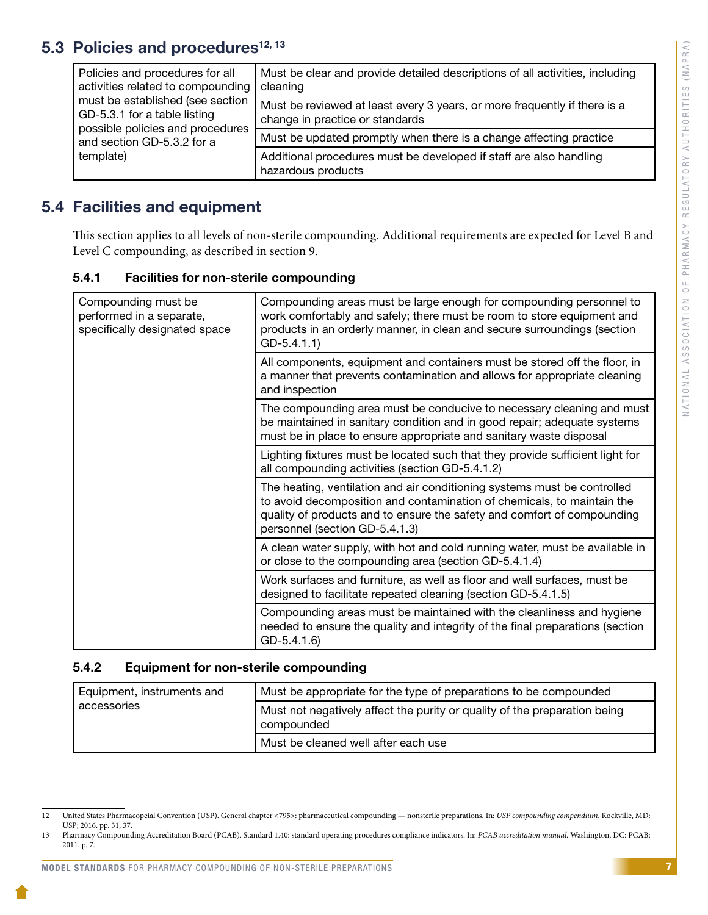## 5.3 Policies and procedures[12, 13]

| | |
|---|---|
| Policies and procedures for all activities related to compounding must be established (see section GD-5.3.1 for a table listing possible policies and procedures and section GD-5.3.2 for a template) | Must be clear and provide detailed descriptions of all activities, including cleaning |
| | Must be reviewed at least every 3 years, or more frequently if there is a change in practice or standards |
| | Must be updated promptly when there is a change affecting practice |
| | Additional procedures must be developed if staff are also handling hazardous products |

## 5.4 Facilities and equipment

This section applies to all levels of non-sterile compounding. Additional requirements are expected for Level B and Level C compounding, as described in section 9.

### 5.4.1 Facilities for non-sterile compounding

| | |
|---|---|
| Compounding must be performed in a separate, specifically designated space | Compounding areas must be large enough for compounding personnel to work comfortably and safely; there must be room to store equipment and products in an orderly manner, in clean and secure surroundings (section GD-5.4.1.1) |
| | All components, equipment and containers must be stored off the floor, in a manner that prevents contamination and allows for appropriate cleaning and inspection |
| | The compounding area must be conducive to necessary cleaning and must be maintained in sanitary condition and in good repair; adequate systems must be in place to ensure appropriate and sanitary waste disposal |
| | Lighting fixtures must be located such that they provide sufficient light for all compounding activities (section GD-5.4.1.2) |
| | The heating, ventilation and air conditioning systems must be controlled to avoid decomposition and contamination of chemicals, to maintain the quality of products and to ensure the safety and comfort of compounding personnel (section GD-5.4.1.3) |
| | A clean water supply, with hot and cold running water, must be available in or close to the compounding area (section GD-5.4.1.4) |
| | Work surfaces and furniture, as well as floor and wall surfaces, must be designed to facilitate repeated cleaning (section GD-5.4.1.5) |
| | Compounding areas must be maintained with the cleanliness and hygiene needed to ensure the quality and integrity of the final preparations (section GD-5.4.1.6) |

### 5.4.2 Equipment for non-sterile compounding

| | |
|---|---|
| Equipment, instruments and accessories | Must be appropriate for the type of preparations to be compounded |
| | Must not negatively affect the purity or quality of the preparation being compounded |
| | Must be cleaned well after each use |

---

12 United States Pharmacopeial Convention (USP). General chapter <795>: pharmaceutical compounding — nonsterile preparations. In: *USP compounding compendium*. Rockville, MD: USP; 2016. pp. 31, 37.

13 Pharmacy Compounding Accreditation Board (PCAB). Standard 1.40: standard operating procedures compliance indicators. In: *PCAB accreditation manual.* Washington, DC: PCAB; 2011. p. 7.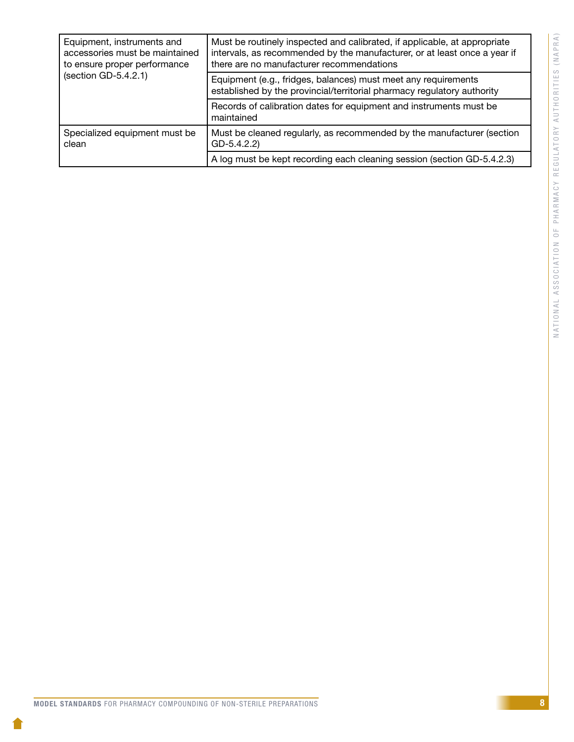| | |
|---|---|
| Equipment, instruments and accessories must be maintained to ensure proper performance (section GD-5.4.2.1) | Must be routinely inspected and calibrated, if applicable, at appropriate intervals, as recommended by the manufacturer, or at least once a year if there are no manufacturer recommendations |
| | Equipment (e.g., fridges, balances) must meet any requirements established by the provincial/territorial pharmacy regulatory authority |
| | Records of calibration dates for equipment and instruments must be maintained |
| Specialized equipment must be clean | Must be cleaned regularly, as recommended by the manufacturer (section GD-5.4.2.2) |
| | A log must be kept recording each cleaning session (section GD-5.4.2.3) |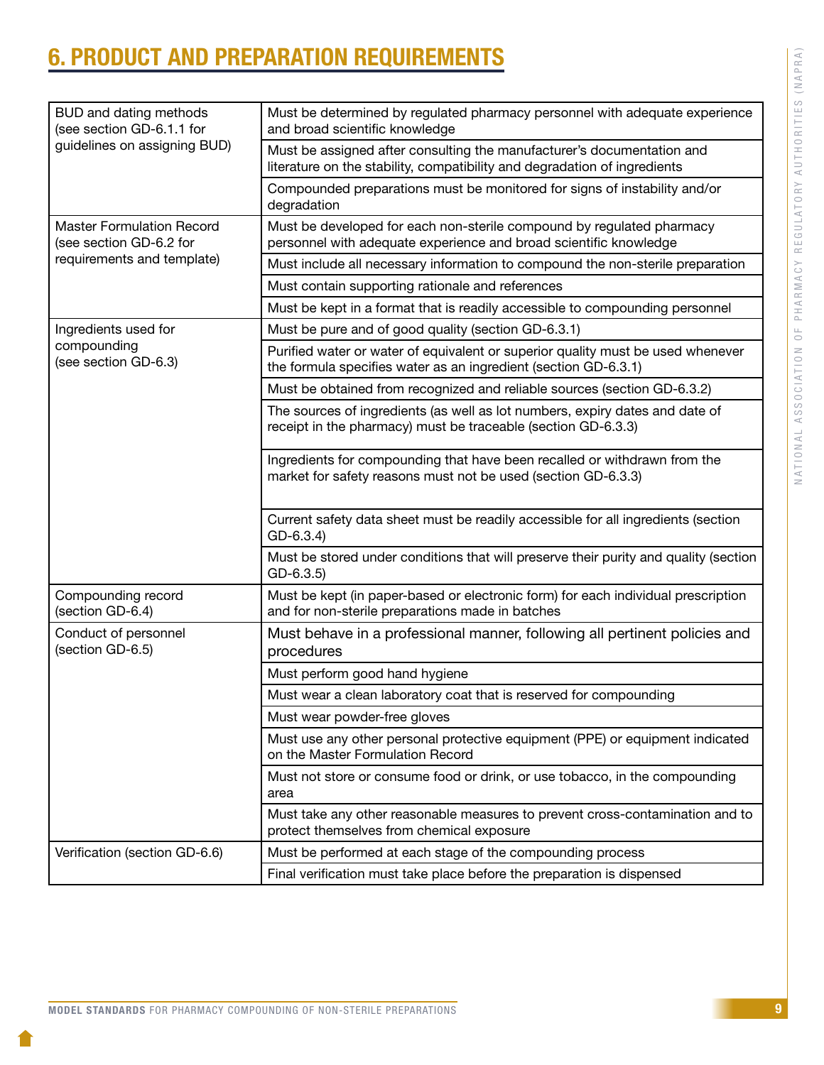# 6. PRODUCT AND PREPARATION REQUIREMENTS

| | |
|---|---|
| BUD and dating methods (see section GD-6.1.1 for guidelines on assigning BUD) | Must be determined by regulated pharmacy personnel with adequate experience and broad scientific knowledge |
| | Must be assigned after consulting the manufacturer's documentation and literature on the stability, compatibility and degradation of ingredients |
| | Compounded preparations must be monitored for signs of instability and/or degradation |
| Master Formulation Record (see section GD-6.2 for requirements and template) | Must be developed for each non-sterile compound by regulated pharmacy personnel with adequate experience and broad scientific knowledge |
| | Must include all necessary information to compound the non-sterile preparation |
| | Must contain supporting rationale and references |
| | Must be kept in a format that is readily accessible to compounding personnel |
| Ingredients used for compounding (see section GD-6.3) | Must be pure and of good quality (section GD-6.3.1) |
| | Purified water or water of equivalent or superior quality must be used whenever the formula specifies water as an ingredient (section GD-6.3.1) |
| | Must be obtained from recognized and reliable sources (section GD-6.3.2) |
| | The sources of ingredients (as well as lot numbers, expiry dates and date of receipt in the pharmacy) must be traceable (section GD-6.3.3) |
| | Ingredients for compounding that have been recalled or withdrawn from the market for safety reasons must not be used (section GD-6.3.3) |
| | Current safety data sheet must be readily accessible for all ingredients (section GD-6.3.4) |
| | Must be stored under conditions that will preserve their purity and quality (section GD-6.3.5) |
| Compounding record (section GD-6.4) | Must be kept (in paper-based or electronic form) for each individual prescription and for non-sterile preparations made in batches |
| Conduct of personnel (section GD-6.5) | Must behave in a professional manner, following all pertinent policies and procedures |
| | Must perform good hand hygiene |
| | Must wear a clean laboratory coat that is reserved for compounding |
| | Must wear powder-free gloves |
| | Must use any other personal protective equipment (PPE) or equipment indicated on the Master Formulation Record |
| | Must not store or consume food or drink, or use tobacco, in the compounding area |
| | Must take any other reasonable measures to prevent cross-contamination and to protect themselves from chemical exposure |
| Verification (section GD-6.6) | Must be performed at each stage of the compounding process |
| | Final verification must take place before the preparation is dispensed |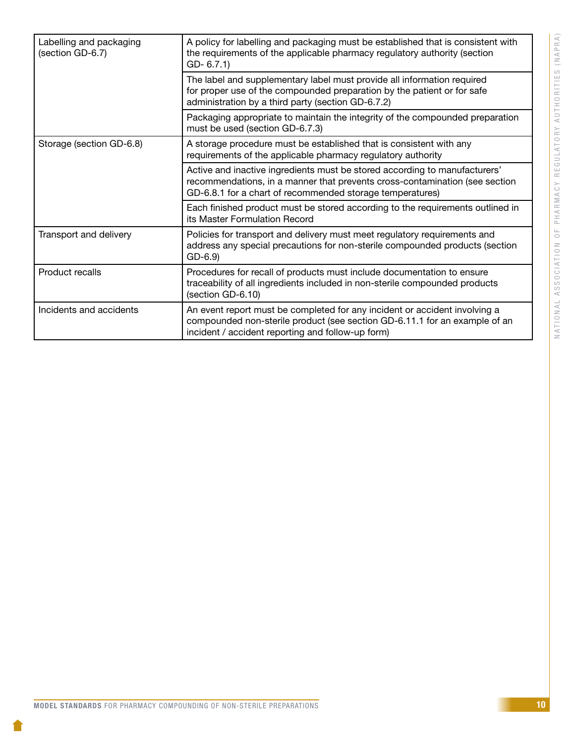| | |
|---|---|
| Labelling and packaging (section GD-6.7) | A policy for labelling and packaging must be established that is consistent with the requirements of the applicable pharmacy regulatory authority (section GD- 6.7.1) |
| | The label and supplementary label must provide all information required for proper use of the compounded preparation by the patient or for safe administration by a third party (section GD-6.7.2) |
| | Packaging appropriate to maintain the integrity of the compounded preparation must be used (section GD-6.7.3) |
| Storage (section GD-6.8) | A storage procedure must be established that is consistent with any requirements of the applicable pharmacy regulatory authority |
| | Active and inactive ingredients must be stored according to manufacturers' recommendations, in a manner that prevents cross-contamination (see section GD-6.8.1 for a chart of recommended storage temperatures) |
| | Each finished product must be stored according to the requirements outlined in its Master Formulation Record |
| Transport and delivery | Policies for transport and delivery must meet regulatory requirements and address any special precautions for non-sterile compounded products (section GD-6.9) |
| Product recalls | Procedures for recall of products must include documentation to ensure traceability of all ingredients included in non-sterile compounded products (section GD-6.10) |
| Incidents and accidents | An event report must be completed for any incident or accident involving a compounded non-sterile product (see section GD-6.11.1 for an example of an incident / accident reporting and follow-up form) |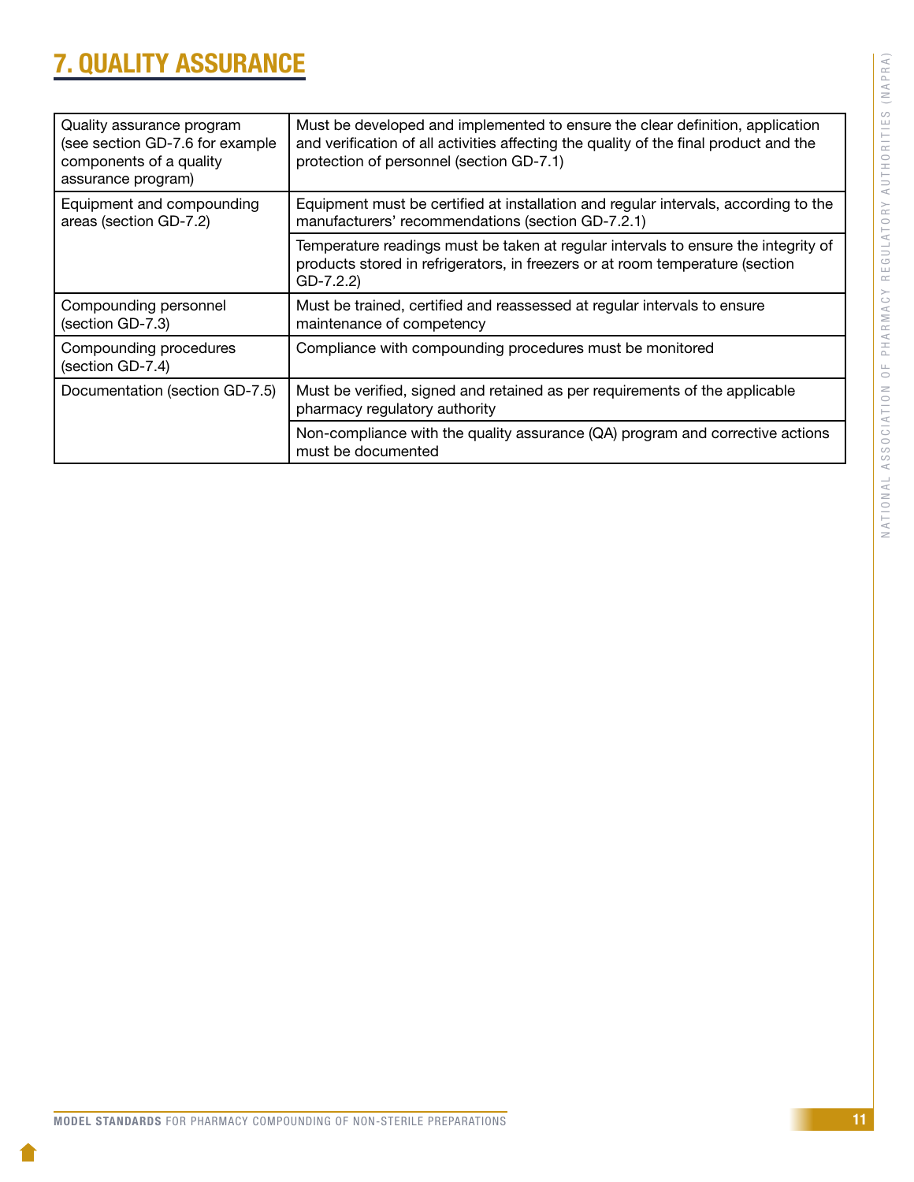## 7. QUALITY ASSURANCE

| | |
|---|---|
| Quality assurance program (see section GD-7.6 for example components of a quality assurance program) | Must be developed and implemented to ensure the clear definition, application and verification of all activities affecting the quality of the final product and the protection of personnel (section GD-7.1) |
| Equipment and compounding areas (section GD-7.2) | Equipment must be certified at installation and regular intervals, according to the manufacturers' recommendations (section GD-7.2.1) |
| | Temperature readings must be taken at regular intervals to ensure the integrity of products stored in refrigerators, in freezers or at room temperature (section GD-7.2.2) |
| Compounding personnel (section GD-7.3) | Must be trained, certified and reassessed at regular intervals to ensure maintenance of competency |
| Compounding procedures (section GD-7.4) | Compliance with compounding procedures must be monitored |
| Documentation (section GD-7.5) | Must be verified, signed and retained as per requirements of the applicable pharmacy regulatory authority |
| | Non-compliance with the quality assurance (QA) program and corrective actions must be documented |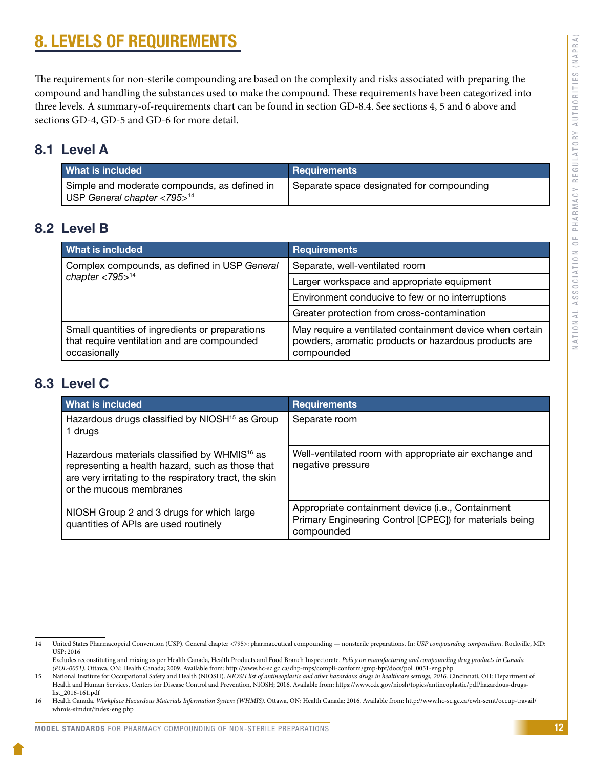# 8. LEVELS OF REQUIREMENTS

The requirements for non-sterile compounding are based on the complexity and risks associated with preparing the compound and handling the substances used to make the compound. These requirements have been categorized into three levels. A summary-of-requirements chart can be found in section GD-8.4. See sections 4, 5 and 6 above and sections GD-4, GD-5 and GD-6 for more detail.

## 8.1 Level A

| What is included | Requirements |
|---|---|
| Simple and moderate compounds, as defined in USP *General chapter <795>*[14] | Separate space designated for compounding |

## 8.2 Level B

| What is included | Requirements |
|---|---|
| Complex compounds, as defined in USP *General chapter <795>*[14] | Separate, well-ventilated room |
| | Larger workspace and appropriate equipment |
| | Environment conducive to few or no interruptions |
| | Greater protection from cross-contamination |
| Small quantities of ingredients or preparations that require ventilation and are compounded occasionally | May require a ventilated containment device when certain powders, aromatic products or hazardous products are compounded |

## 8.3 Level C

| What is included | Requirements |
|---|---|
| Hazardous drugs classified by NIOSH[15] as Group 1 drugs | Separate room |
| Hazardous materials classified by WHMIS[16] as representing a health hazard, such as those that are very irritating to the respiratory tract, the skin or the mucous membranes | Well-ventilated room with appropriate air exchange and negative pressure |
| NIOSH Group 2 and 3 drugs for which large quantities of APIs are used routinely | Appropriate containment device (i.e., Containment Primary Engineering Control [CPEC]) for materials being compounded |

---

14 United States Pharmacopeial Convention (USP). General chapter <795>: pharmaceutical compounding — nonsterile preparations. In: *USP compounding compendium.* Rockville, MD: USP; 2016
Excludes reconstituting and mixing as per Health Canada, Health Products and Food Branch Inspectorate. *Policy on manufacturing and compounding drug products in Canada (POL-0051).* Ottawa, ON: Health Canada; 2009. Available from: http://www.hc-sc.gc.ca/dhp-mps/compli-conform/gmp-bpf/docs/pol_0051-eng.php

15 National Institute for Occupational Safety and Health (NIOSH). *NIOSH list of antineoplastic and other hazardous drugs in healthcare settings, 2016.* Cincinnati, OH: Department of Health and Human Services, Centers for Disease Control and Prevention, NIOSH; 2016. Available from: https://www.cdc.gov/niosh/topics/antineoplastic/pdf/hazardous-drugs-list_2016-161.pdf

16 Health Canada. *Workplace Hazardous Materials Information System (WHMIS).* Ottawa, ON: Health Canada; 2016. Available from: http://www.hc-sc.gc.ca/ewh-semt/occup-travail/whmis-simdut/index-eng.php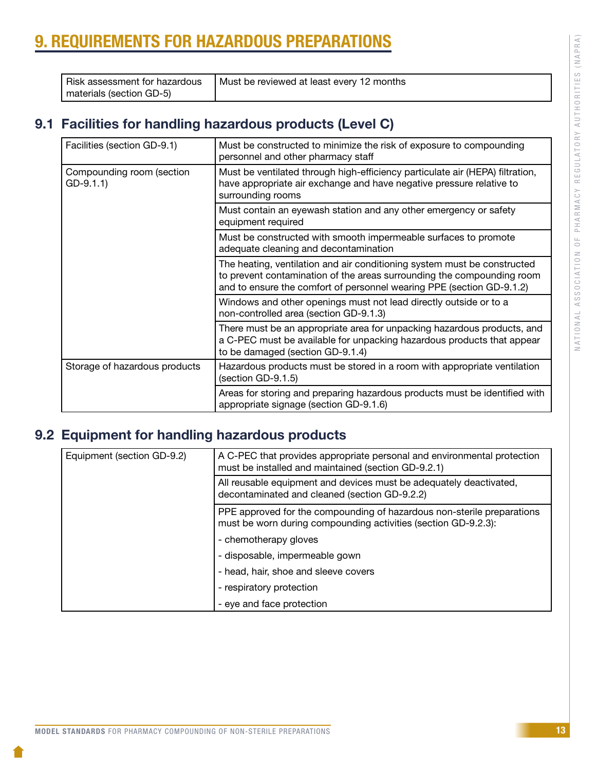# 9. REQUIREMENTS FOR HAZARDOUS PREPARATIONS

| | |
|---|---|
| Risk assessment for hazardous materials (section GD-5) | Must be reviewed at least every 12 months |

## 9.1 Facilities for handling hazardous products (Level C)

| | |
|---|---|
| Facilities (section GD-9.1) | Must be constructed to minimize the risk of exposure to compounding personnel and other pharmacy staff |
| Compounding room (section GD-9.1.1) | Must be ventilated through high-efficiency particulate air (HEPA) filtration, have appropriate air exchange and have negative pressure relative to surrounding rooms |
| | Must contain an eyewash station and any other emergency or safety equipment required |
| | Must be constructed with smooth impermeable surfaces to promote adequate cleaning and decontamination |
| | The heating, ventilation and air conditioning system must be constructed to prevent contamination of the areas surrounding the compounding room and to ensure the comfort of personnel wearing PPE (section GD-9.1.2) |
| | Windows and other openings must not lead directly outside or to a non-controlled area (section GD-9.1.3) |
| | There must be an appropriate area for unpacking hazardous products, and a C-PEC must be available for unpacking hazardous products that appear to be damaged (section GD-9.1.4) |
| Storage of hazardous products | Hazardous products must be stored in a room with appropriate ventilation (section GD-9.1.5) |
| | Areas for storing and preparing hazardous products must be identified with appropriate signage (section GD-9.1.6) |

## 9.2 Equipment for handling hazardous products

| | |
|---|---|
| Equipment (section GD-9.2) | A C-PEC that provides appropriate personal and environmental protection must be installed and maintained (section GD-9.2.1) |
| | All reusable equipment and devices must be adequately deactivated, decontaminated and cleaned (section GD-9.2.2) |
| | PPE approved for the compounding of hazardous non-sterile preparations must be worn during compounding activities (section GD-9.2.3):<br>- chemotherapy gloves<br>- disposable, impermeable gown<br>- head, hair, shoe and sleeve covers<br>- respiratory protection<br>- eye and face protection |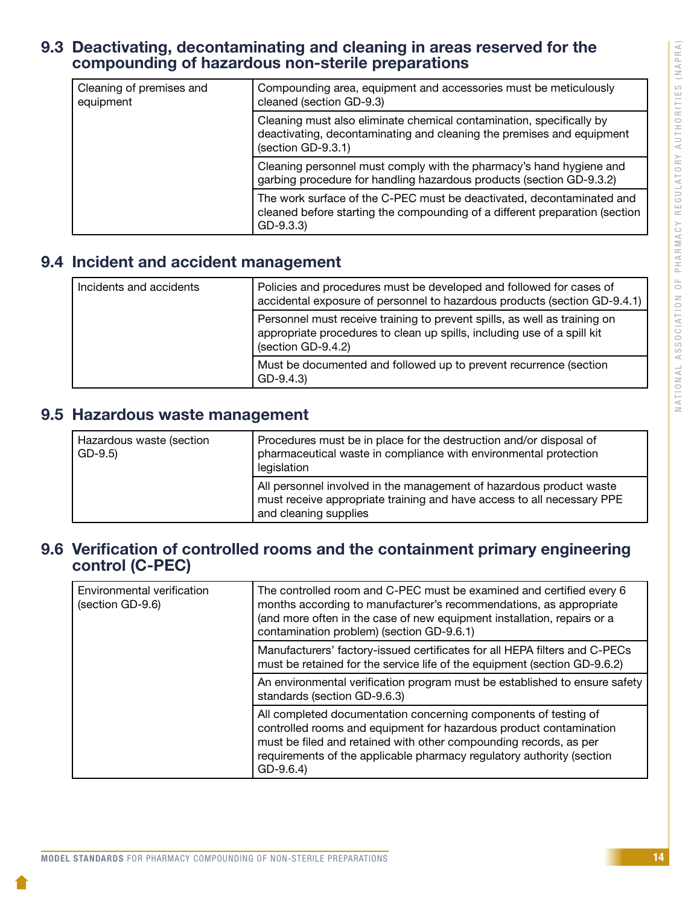## 9.3 Deactivating, decontaminating and cleaning in areas reserved for the compounding of hazardous non-sterile preparations

| | |
|---|---|
| Cleaning of premises and equipment | Compounding area, equipment and accessories must be meticulously cleaned (section GD-9.3) |
| | Cleaning must also eliminate chemical contamination, specifically by deactivating, decontaminating and cleaning the premises and equipment (section GD-9.3.1) |
| | Cleaning personnel must comply with the pharmacy's hand hygiene and garbing procedure for handling hazardous products (section GD-9.3.2) |
| | The work surface of the C-PEC must be deactivated, decontaminated and cleaned before starting the compounding of a different preparation (section GD-9.3.3) |

## 9.4 Incident and accident management

| | |
|---|---|
| Incidents and accidents | Policies and procedures must be developed and followed for cases of accidental exposure of personnel to hazardous products (section GD-9.4.1) |
| | Personnel must receive training to prevent spills, as well as training on appropriate procedures to clean up spills, including use of a spill kit (section GD-9.4.2) |
| | Must be documented and followed up to prevent recurrence (section GD-9.4.3) |

## 9.5 Hazardous waste management

| | |
|---|---|
| Hazardous waste (section GD-9.5) | Procedures must be in place for the destruction and/or disposal of pharmaceutical waste in compliance with environmental protection legislation |
| | All personnel involved in the management of hazardous product waste must receive appropriate training and have access to all necessary PPE and cleaning supplies |

## 9.6 Verification of controlled rooms and the containment primary engineering control (C-PEC)

| | |
|---|---|
| Environmental verification (section GD-9.6) | The controlled room and C-PEC must be examined and certified every 6 months according to manufacturer's recommendations, as appropriate (and more often in the case of new equipment installation, repairs or a contamination problem) (section GD-9.6.1) |
| | Manufacturers' factory-issued certificates for all HEPA filters and C-PECs must be retained for the service life of the equipment (section GD-9.6.2) |
| | An environmental verification program must be established to ensure safety standards (section GD-9.6.3) |
| | All completed documentation concerning components of testing of controlled rooms and equipment for hazardous product contamination must be filed and retained with other compounding records, as per requirements of the applicable pharmacy regulatory authority (section GD-9.6.4) |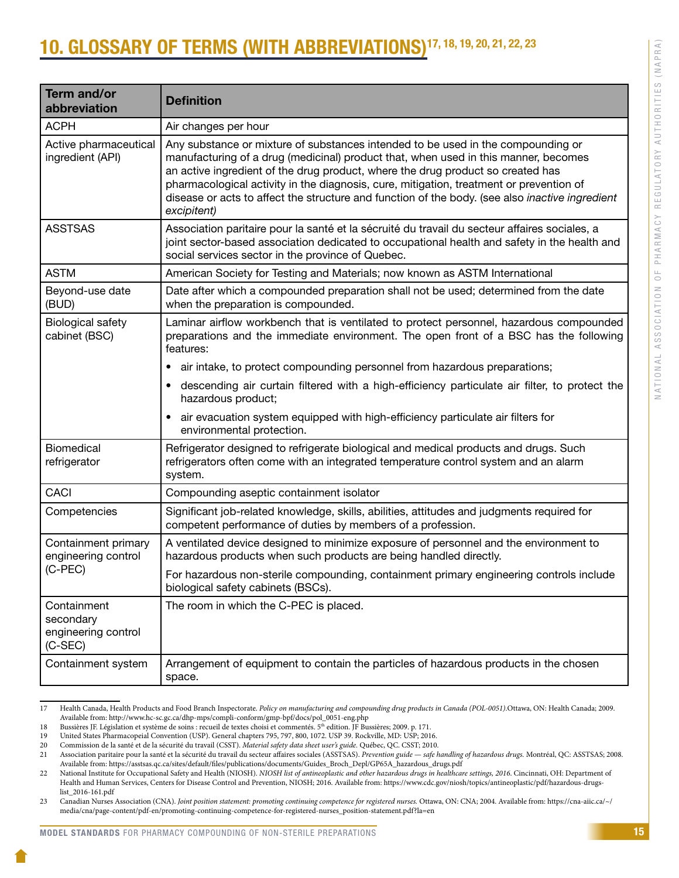# 10. GLOSSARY OF TERMS (WITH ABBREVIATIONS)[17, 18, 19, 20, 21, 22, 23]

| Term and/or abbreviation | Definition |
|---|---|
| ACPH | Air changes per hour |
| Active pharmaceutical ingredient (API) | Any substance or mixture of substances intended to be used in the compounding or manufacturing of a drug (medicinal) product that, when used in this manner, becomes an active ingredient of the drug product, where the drug product so created has pharmacological activity in the diagnosis, cure, mitigation, treatment or prevention of disease or acts to affect the structure and function of the body. (see also *inactive ingredient excipitent)* |
| ASSTSAS | Association paritaire pour la santé et la sécruité du travail du secteur affaires sociales, a joint sector-based association dedicated to occupational health and safety in the health and social services sector in the province of Quebec. |
| ASTM | American Society for Testing and Materials; now known as ASTM International |
| Beyond-use date (BUD) | Date after which a compounded preparation shall not be used; determined from the date when the preparation is compounded. |
| Biological safety cabinet (BSC) | Laminar airflow workbench that is ventilated to protect personnel, hazardous compounded preparations and the immediate environment. The open front of a BSC has the following features:<br>• air intake, to protect compounding personnel from hazardous preparations;<br>• descending air curtain filtered with a high-efficiency particulate air filter, to protect the hazardous product;<br>• air evacuation system equipped with high-efficiency particulate air filters for environmental protection. |
| Biomedical refrigerator | Refrigerator designed to refrigerate biological and medical products and drugs. Such refrigerators often come with an integrated temperature control system and an alarm system. |
| CACI | Compounding aseptic containment isolator |
| Competencies | Significant job-related knowledge, skills, abilities, attitudes and judgments required for competent performance of duties by members of a profession. |
| Containment primary engineering control (C-PEC) | A ventilated device designed to minimize exposure of personnel and the environment to hazardous products when such products are being handled directly.<br>For hazardous non-sterile compounding, containment primary engineering controls include biological safety cabinets (BSCs). |
| Containment secondary engineering control (C-SEC) | The room in which the C-PEC is placed. |
| Containment system | Arrangement of equipment to contain the particles of hazardous products in the chosen space. |

17 Health Canada, Health Products and Food Branch Inspectorate. *Policy on manufacturing and compounding drug products in Canada (POL-0051).*Ottawa, ON: Health Canada; 2009. Available from: http://www.hc-sc.gc.ca/dhp-mps/compli-conform/gmp-bpf/docs/pol_0051-eng.php

18 Bussières JF. Législation et système de soins : recueil de textes choisi et commentés. 5th edition. JF Bussières; 2009. p. 171.

19 United States Pharmacopeial Convention (USP). General chapters 795, 797, 800, 1072. USP 39. Rockville, MD: USP; 2016.

20 Commission de la santé et de la sécurité du travail (CSST). *Material safety data sheet user's guide.* Québec, QC. CSST; 2010.

21 Association paritaire pour la santé et la sécurité du travail du secteur affaires sociales (ASSTSAS). *Prevention guide — safe handling of hazardous drugs.* Montréal, QC: ASSTSAS; 2008. Available from: https://asstsas.qc.ca/sites/default/files/publications/documents/Guides_Broch_Depl/GP65A_hazardous_drugs.pdf

22 National Institute for Occupational Safety and Health (NIOSH). *NIOSH list of antineoplastic and other hazardous drugs in healthcare settings, 2016.* Cincinnati, OH: Department of Health and Human Services, Centers for Disease Control and Prevention, NIOSH; 2016. Available from: https://www.cdc.gov/niosh/topics/antineoplastic/pdf/hazardous-drugs-list_2016-161.pdf

23 Canadian Nurses Association (CNA). *Joint position statement: promoting continuing competence for registered nurses.* Ottawa, ON: CNA; 2004. Available from: https://cna-aiic.ca/~/media/cna/page-content/pdf-en/promoting-continuing-competence-for-registered-nurses_position-statement.pdf?la=en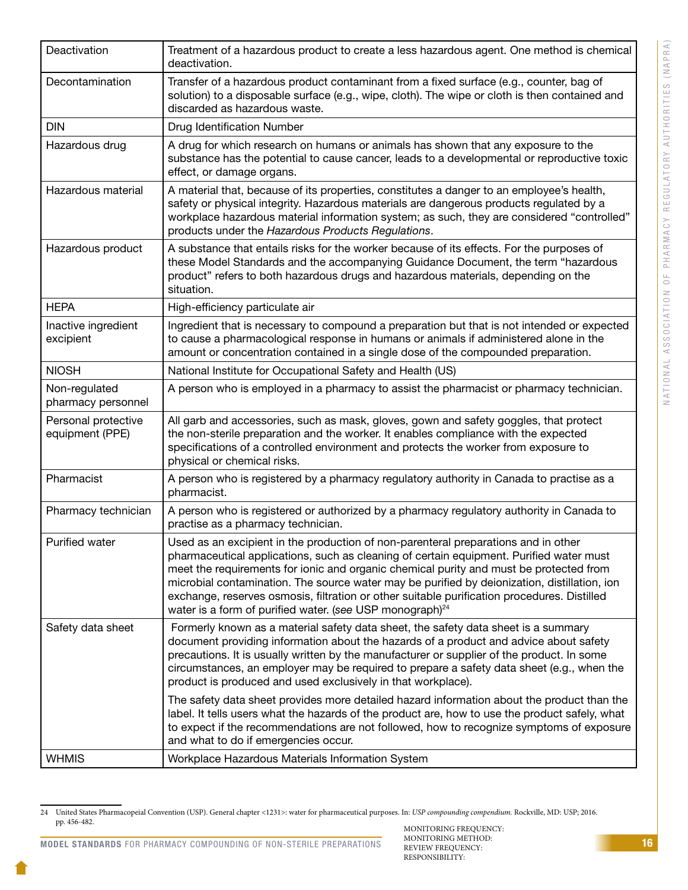| Deactivation | Treatment of a hazardous product to create a less hazardous agent. One method is chemical deactivation. |
|---|---|
| Decontamination | Transfer of a hazardous product contaminant from a fixed surface (e.g., counter, bag of solution) to a disposable surface (e.g., wipe, cloth). The wipe or cloth is then contained and discarded as hazardous waste. |
| DIN | Drug Identification Number |
| Hazardous drug | A drug for which research on humans or animals has shown that any exposure to the substance has the potential to cause cancer, leads to a developmental or reproductive toxic effect, or damage organs. |
| Hazardous material | A material that, because of its properties, constitutes a danger to an employee's health, safety or physical integrity. Hazardous materials are dangerous products regulated by a workplace hazardous material information system; as such, they are considered "controlled" products under the *Hazardous Products Regulations*. |
| Hazardous product | A substance that entails risks for the worker because of its effects. For the purposes of these Model Standards and the accompanying Guidance Document, the term "hazardous product" refers to both hazardous drugs and hazardous materials, depending on the situation. |
| HEPA | High-efficiency particulate air |
| Inactive ingredient excipient | Ingredient that is necessary to compound a preparation but that is not intended or expected to cause a pharmacological response in humans or animals if administered alone in the amount or concentration contained in a single dose of the compounded preparation. |
| NIOSH | National Institute for Occupational Safety and Health (US) |
| Non-regulated pharmacy personnel | A person who is employed in a pharmacy to assist the pharmacist or pharmacy technician. |
| Personal protective equipment (PPE) | All garb and accessories, such as mask, gloves, gown and safety goggles, that protect the non-sterile preparation and the worker. It enables compliance with the expected specifications of a controlled environment and protects the worker from exposure to physical or chemical risks. |
| Pharmacist | A person who is registered by a pharmacy regulatory authority in Canada to practise as a pharmacist. |
| Pharmacy technician | A person who is registered or authorized by a pharmacy regulatory authority in Canada to practise as a pharmacy technician. |
| Purified water | Used as an excipient in the production of non-parenteral preparations and in other pharmaceutical applications, such as cleaning of certain equipment. Purified water must meet the requirements for ionic and organic chemical purity and must be protected from microbial contamination. The source water may be purified by deionization, distillation, ion exchange, reserves osmosis, filtration or other suitable purification procedures. Distilled water is a form of purified water. (*see* USP monograph)[24] |
| Safety data sheet | Formerly known as a material safety data sheet, the safety data sheet is a summary document providing information about the hazards of a product and advice about safety precautions. It is usually written by the manufacturer or supplier of the product. In some circumstances, an employer may be required to prepare a safety data sheet (e.g., when the product is produced and used exclusively in that workplace). The safety data sheet provides more detailed hazard information about the product than the label. It tells users what the hazards of the product are, how to use the product safely, what to expect if the recommendations are not followed, how to recognize symptoms of exposure and what to do if emergencies occur. |
| WHMIS | Workplace Hazardous Materials Information System |

24 United States Pharmacopeial Convention (USP). General chapter <1231>: water for pharmaceutical purposes. In: *USP compounding compendium.* Rockville, MD: USP; 2016. pp. 456-482.

MONITORING FREQUENCY:
MONITORING METHOD:
REVIEW FREQUENCY:
RESPONSIBILITY: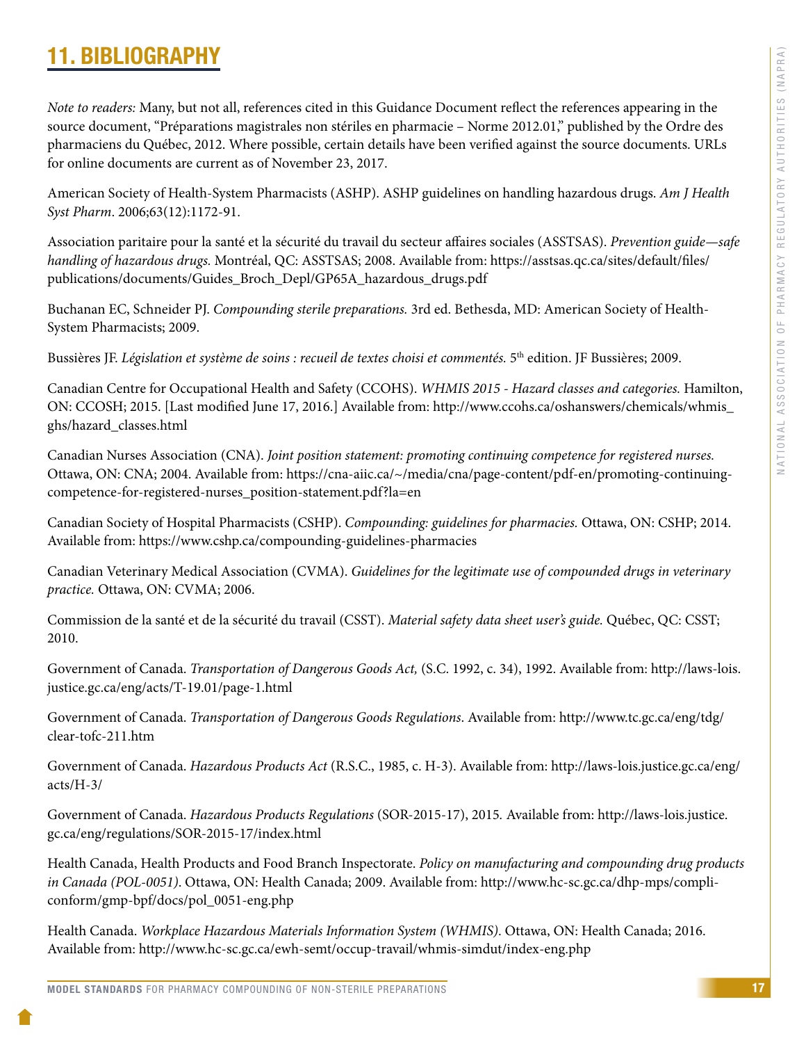# 11. BIBLIOGRAPHY

*Note to readers:* Many, but not all, references cited in this Guidance Document reflect the references appearing in the source document, "Préparations magistrales non stériles en pharmacie – Norme 2012.01," published by the Ordre des pharmaciens du Québec, 2012. Where possible, certain details have been verified against the source documents. URLs for online documents are current as of November 23, 2017.

American Society of Health-System Pharmacists (ASHP). ASHP guidelines on handling hazardous drugs. *Am J Health Syst Pharm*. 2006;63(12):1172-91.

Association paritaire pour la santé et la sécurité du travail du secteur affaires sociales (ASSTSAS). *Prevention guide—safe handling of hazardous drugs.* Montréal, QC: ASSTSAS; 2008. Available from: https://asstsas.qc.ca/sites/default/files/publications/documents/Guides_Broch_Depl/GP65A_hazardous_drugs.pdf

Buchanan EC, Schneider PJ. *Compounding sterile preparations.* 3rd ed. Bethesda, MD: American Society of Health-System Pharmacists; 2009.

Bussières JF. *Législation et système de soins : recueil de textes choisi et commentés.* 5th edition. JF Bussières; 2009.

Canadian Centre for Occupational Health and Safety (CCOHS). *WHMIS 2015 - Hazard classes and categories.* Hamilton, ON: CCOSH; 2015. [Last modified June 17, 2016.] Available from: http://www.ccohs.ca/oshanswers/chemicals/whmis_ghs/hazard_classes.html

Canadian Nurses Association (CNA). *Joint position statement: promoting continuing competence for registered nurses.* Ottawa, ON: CNA; 2004. Available from: https://cna-aiic.ca/~/media/cna/page-content/pdf-en/promoting-continuing-competence-for-registered-nurses_position-statement.pdf?la=en

Canadian Society of Hospital Pharmacists (CSHP). *Compounding: guidelines for pharmacies.* Ottawa, ON: CSHP; 2014. Available from: https://www.cshp.ca/compounding-guidelines-pharmacies

Canadian Veterinary Medical Association (CVMA). *Guidelines for the legitimate use of compounded drugs in veterinary practice.* Ottawa, ON: CVMA; 2006.

Commission de la santé et de la sécurité du travail (CSST). *Material safety data sheet user's guide.* Québec, QC: CSST; 2010.

Government of Canada. *Transportation of Dangerous Goods Act,* (S.C. 1992, c. 34), 1992. Available from: http://laws-lois.justice.gc.ca/eng/acts/T-19.01/page-1.html

Government of Canada. *Transportation of Dangerous Goods Regulations*. Available from: http://www.tc.gc.ca/eng/tdg/clear-tofc-211.htm

Government of Canada. *Hazardous Products Act* (R.S.C., 1985, c. H-3). Available from: http://laws-lois.justice.gc.ca/eng/acts/H-3/

Government of Canada. *Hazardous Products Regulations* (SOR-2015-17), 2015. Available from: http://laws-lois.justice.gc.ca/eng/regulations/SOR-2015-17/index.html

Health Canada, Health Products and Food Branch Inspectorate. *Policy on manufacturing and compounding drug products in Canada (POL-0051)*. Ottawa, ON: Health Canada; 2009. Available from: http://www.hc-sc.gc.ca/dhp-mps/compli-conform/gmp-bpf/docs/pol_0051-eng.php

Health Canada. *Workplace Hazardous Materials Information System (WHMIS)*. Ottawa, ON: Health Canada; 2016. Available from: http://www.hc-sc.gc.ca/ewh-semt/occup-travail/whmis-simdut/index-eng.php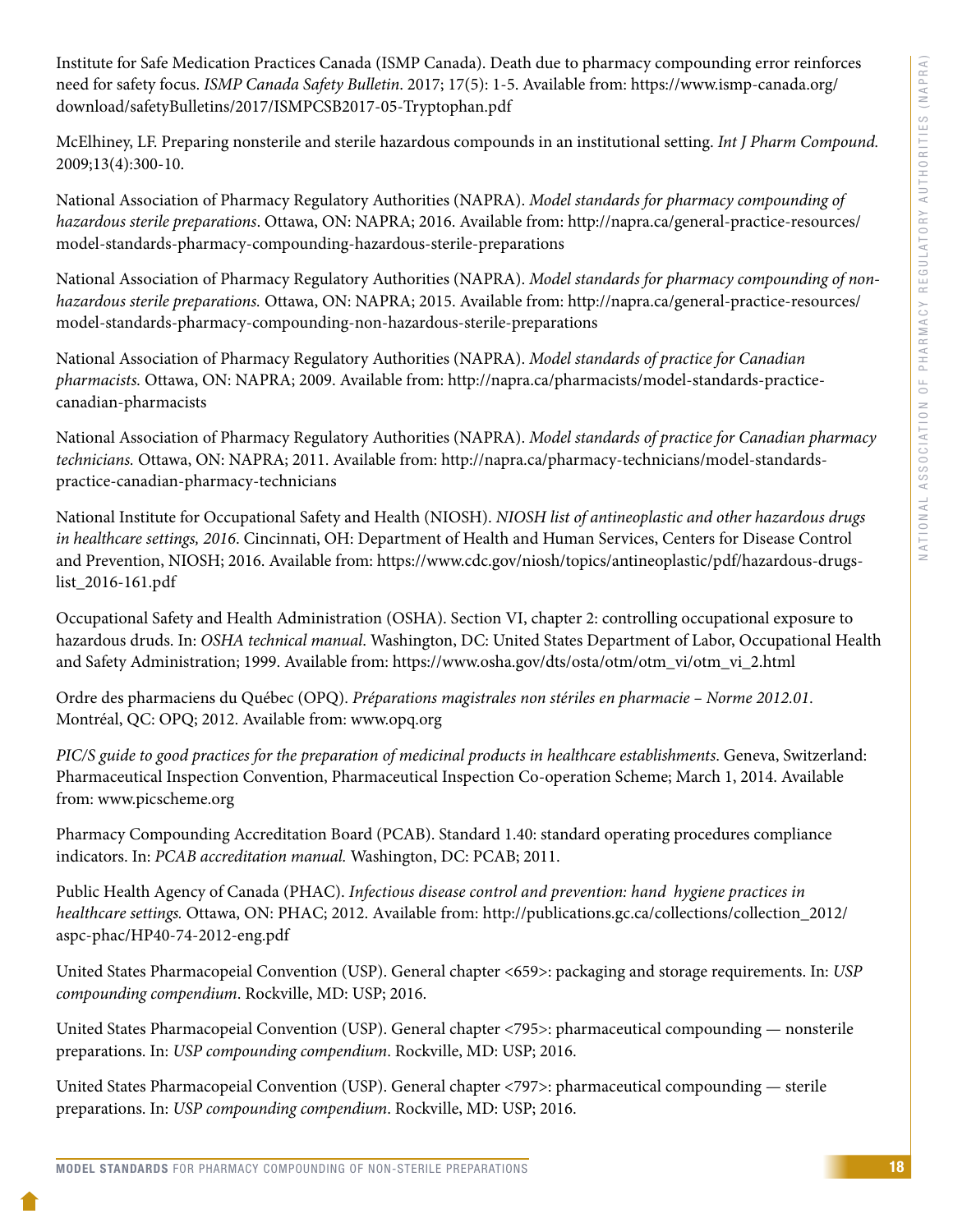Institute for Safe Medication Practices Canada (ISMP Canada). Death due to pharmacy compounding error reinforces need for safety focus. *ISMP Canada Safety Bulletin*. 2017; 17(5): 1-5. Available from: https://www.ismp-canada.org/download/safetyBulletins/2017/ISMPCSB2017-05-Tryptophan.pdf

McElhiney, LF. Preparing nonsterile and sterile hazardous compounds in an institutional setting. *Int J Pharm Compound.* 2009;13(4):300-10.

National Association of Pharmacy Regulatory Authorities (NAPRA). *Model standards for pharmacy compounding of hazardous sterile preparations*. Ottawa, ON: NAPRA; 2016. Available from: http://napra.ca/general-practice-resources/model-standards-pharmacy-compounding-hazardous-sterile-preparations

National Association of Pharmacy Regulatory Authorities (NAPRA). *Model standards for pharmacy compounding of non-hazardous sterile preparations.* Ottawa, ON: NAPRA; 2015. Available from: http://napra.ca/general-practice-resources/model-standards-pharmacy-compounding-non-hazardous-sterile-preparations

National Association of Pharmacy Regulatory Authorities (NAPRA). *Model standards of practice for Canadian pharmacists.* Ottawa, ON: NAPRA; 2009. Available from: http://napra.ca/pharmacists/model-standards-practice-canadian-pharmacists

National Association of Pharmacy Regulatory Authorities (NAPRA). *Model standards of practice for Canadian pharmacy technicians.* Ottawa, ON: NAPRA; 2011. Available from: http://napra.ca/pharmacy-technicians/model-standards-practice-canadian-pharmacy-technicians

National Institute for Occupational Safety and Health (NIOSH). *NIOSH list of antineoplastic and other hazardous drugs in healthcare settings, 2016*. Cincinnati, OH: Department of Health and Human Services, Centers for Disease Control and Prevention, NIOSH; 2016. Available from: https://www.cdc.gov/niosh/topics/antineoplastic/pdf/hazardous-drugs-list_2016-161.pdf

Occupational Safety and Health Administration (OSHA). Section VI, chapter 2: controlling occupational exposure to hazardous druds. In: *OSHA technical manual*. Washington, DC: United States Department of Labor, Occupational Health and Safety Administration; 1999. Available from: https://www.osha.gov/dts/osta/otm/otm_vi/otm_vi_2.html

Ordre des pharmaciens du Québec (OPQ). *Préparations magistrales non stériles en pharmacie – Norme 2012.01*. Montréal, QC: OPQ; 2012. Available from: www.opq.org

*PIC/S guide to good practices for the preparation of medicinal products in healthcare establishments*. Geneva, Switzerland: Pharmaceutical Inspection Convention, Pharmaceutical Inspection Co-operation Scheme; March 1, 2014. Available from: www.picscheme.org

Pharmacy Compounding Accreditation Board (PCAB). Standard 1.40: standard operating procedures compliance indicators. In: *PCAB accreditation manual.* Washington, DC: PCAB; 2011.

Public Health Agency of Canada (PHAC). *Infectious disease control and prevention: hand hygiene practices in healthcare settings.* Ottawa, ON: PHAC; 2012. Available from: http://publications.gc.ca/collections/collection_2012/aspc-phac/HP40-74-2012-eng.pdf

United States Pharmacopeial Convention (USP). General chapter <659>: packaging and storage requirements. In: *USP compounding compendium*. Rockville, MD: USP; 2016.

United States Pharmacopeial Convention (USP). General chapter <795>: pharmaceutical compounding — nonsterile preparations. In: *USP compounding compendium*. Rockville, MD: USP; 2016.

United States Pharmacopeial Convention (USP). General chapter <797>: pharmaceutical compounding — sterile preparations. In: *USP compounding compendium*. Rockville, MD: USP; 2016.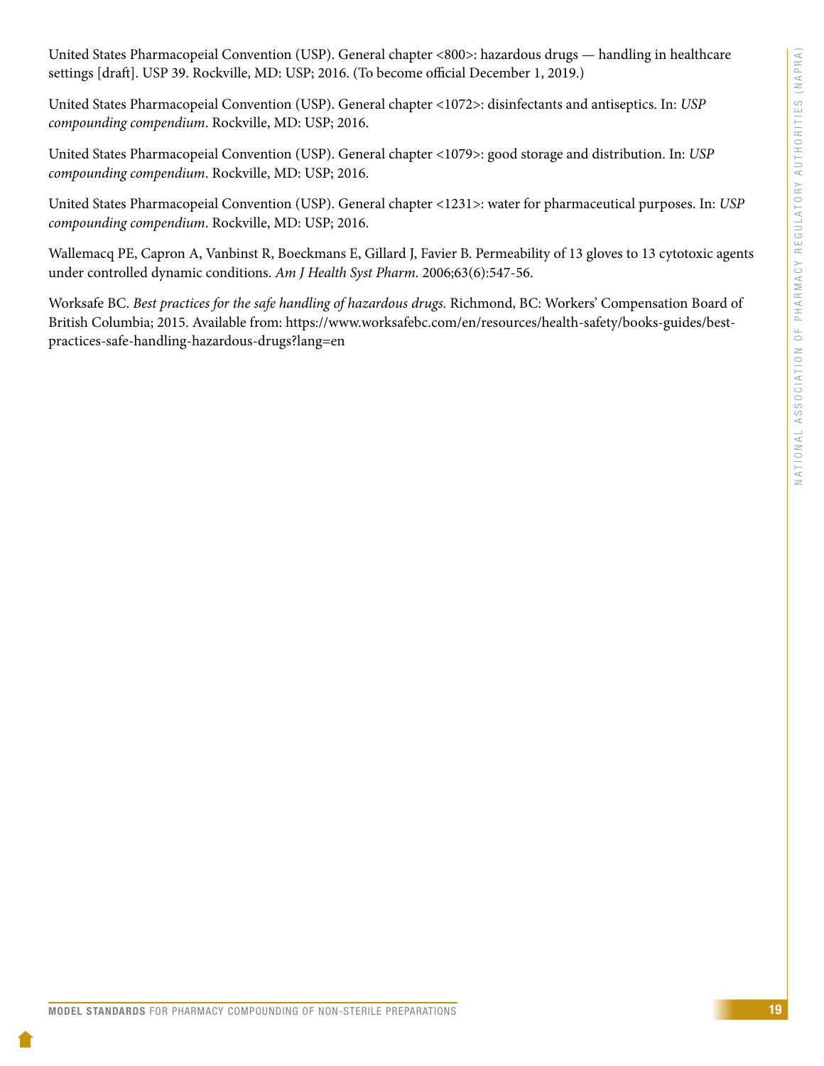United States Pharmacopeial Convention (USP). General chapter <800>: hazardous drugs — handling in healthcare settings [draft]. USP 39. Rockville, MD: USP; 2016. (To become official December 1, 2019.)

United States Pharmacopeial Convention (USP). General chapter <1072>: disinfectants and antiseptics. In: *USP compounding compendium*. Rockville, MD: USP; 2016.

United States Pharmacopeial Convention (USP). General chapter <1079>: good storage and distribution. In: *USP compounding compendium*. Rockville, MD: USP; 2016.

United States Pharmacopeial Convention (USP). General chapter <1231>: water for pharmaceutical purposes. In: *USP compounding compendium*. Rockville, MD: USP; 2016.

Wallemacq PE, Capron A, Vanbinst R, Boeckmans E, Gillard J, Favier B. Permeability of 13 gloves to 13 cytotoxic agents under controlled dynamic conditions. *Am J Health Syst Pharm.* 2006;63(6):547-56.

Worksafe BC. *Best practices for the safe handling of hazardous drugs.* Richmond, BC: Workers' Compensation Board of British Columbia; 2015. Available from: https://www.worksafebc.com/en/resources/health-safety/books-guides/best-practices-safe-handling-hazardous-drugs?lang=en